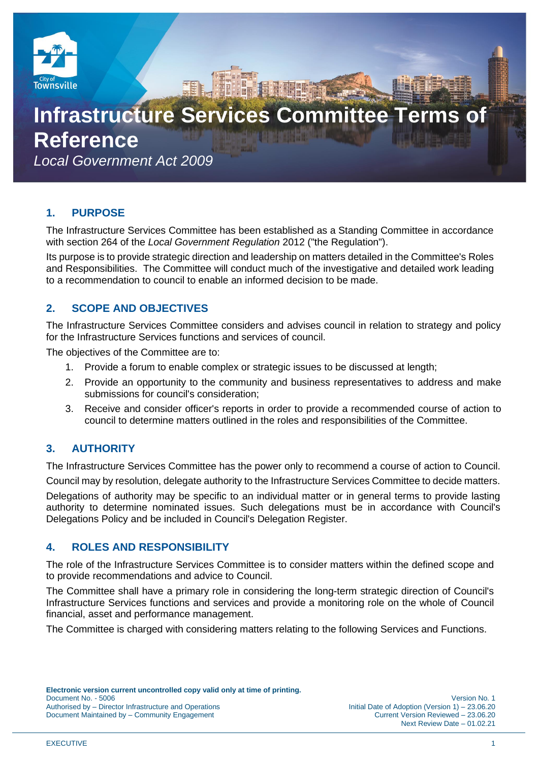# Infrastructure Services Committee Terms of Reference

*Local Government Act 2009*

## 1. PURPOSE

The Infrastructure Services Committee has been established as a Standing Committee in accordance with section 264 of the *Local Government Regulation* 2012 ("the Regulation").

Its purpose is to provide strategic direction and leadership on matters detailed in the Committee's Roles and Responsibilities. The Committee will conduct much of the investigative and detailed work leading to a recommendation to council to enable an informed decision to be made.

## 2. SCOPE AND OBJECTIVES

The Infrastructure Services Committee considers and advises council in relation to strategy and policy for the Infrastructure Services functions and services of council.

The objectives of the Committee are to:

1. Provide a forum to enable complex or strategic issues to be discussed at length;
2. Provide an opportunity to the community and business representatives to address and make submissions for council's consideration;
3. Receive and consider officer's reports in order to provide a recommended course of action to council to determine matters outlined in the roles and responsibilities of the Committee.

## 3. AUTHORITY

The Infrastructure Services Committee has the power only to recommend a course of action to Council.

Council may by resolution, delegate authority to the Infrastructure Services Committee to decide matters.

Delegations of authority may be specific to an individual matter or in general terms to provide lasting authority to determine nominated issues. Such delegations must be in accordance with Council's Delegations Policy and be included in Council's Delegation Register.

## 4. ROLES AND RESPONSIBILITY

The role of the Infrastructure Services Committee is to consider matters within the defined scope and to provide recommendations and advice to Council.

The Committee shall have a primary role in considering the long-term strategic direction of Council's Infrastructure Services functions and services and provide a monitoring role on the whole of Council financial, asset and performance management.

The Committee is charged with considering matters relating to the following Services and Functions.

**Electronic version current uncontrolled copy valid only at time of printing.**
Document No. - 5006
Authorised by – Director Infrastructure and Operations
Document Maintained by – Community Engagement

Version No. 1
Initial Date of Adoption (Version 1) – 23.06.20
Current Version Reviewed – 23.06.20
Next Review Date – 01.02.21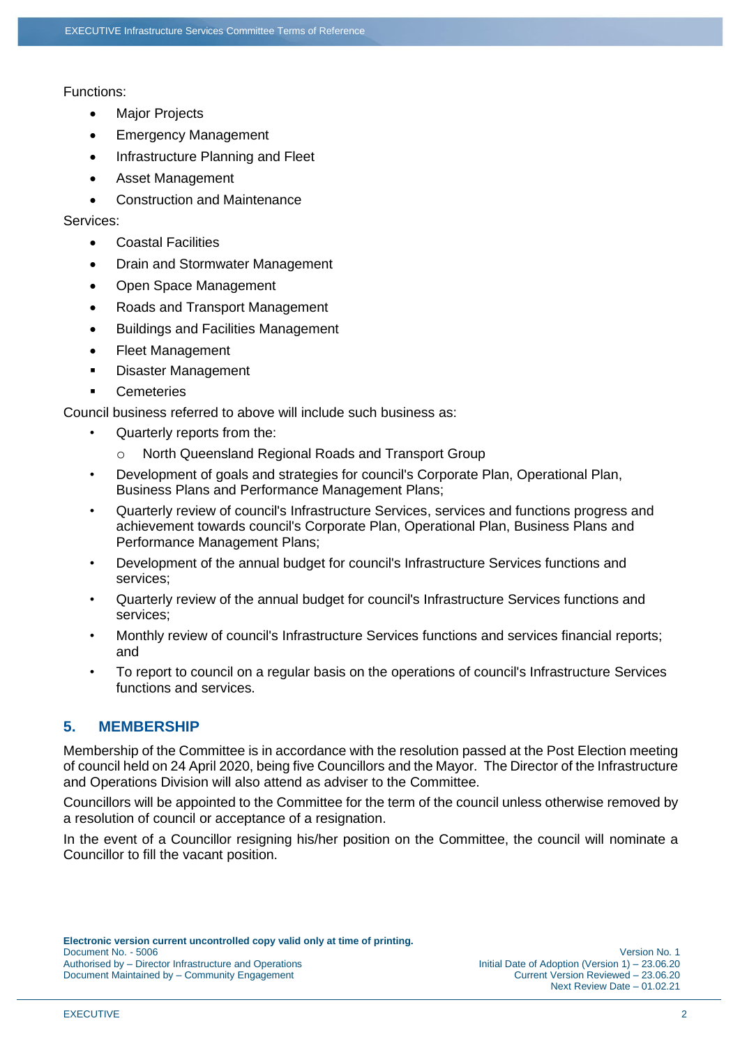Functions:

- Major Projects
- Emergency Management
- Infrastructure Planning and Fleet
- Asset Management
- Construction and Maintenance

Services:

- Coastal Facilities
- Drain and Stormwater Management
- Open Space Management
- Roads and Transport Management
- Buildings and Facilities Management
- Fleet Management
- Disaster Management
- Cemeteries

Council business referred to above will include such business as:

- Quarterly reports from the:
  - North Queensland Regional Roads and Transport Group
- Development of goals and strategies for council's Corporate Plan, Operational Plan, Business Plans and Performance Management Plans;
- Quarterly review of council's Infrastructure Services, services and functions progress and achievement towards council's Corporate Plan, Operational Plan, Business Plans and Performance Management Plans;
- Development of the annual budget for council's Infrastructure Services functions and services;
- Quarterly review of the annual budget for council's Infrastructure Services functions and services;
- Monthly review of council's Infrastructure Services functions and services financial reports; and
- To report to council on a regular basis on the operations of council's Infrastructure Services functions and services.

## 5. MEMBERSHIP

Membership of the Committee is in accordance with the resolution passed at the Post Election meeting of council held on 24 April 2020, being five Councillors and the Mayor. The Director of the Infrastructure and Operations Division will also attend as adviser to the Committee.

Councillors will be appointed to the Committee for the term of the council unless otherwise removed by a resolution of council or acceptance of a resignation.

In the event of a Councillor resigning his/her position on the Committee, the council will nominate a Councillor to fill the vacant position.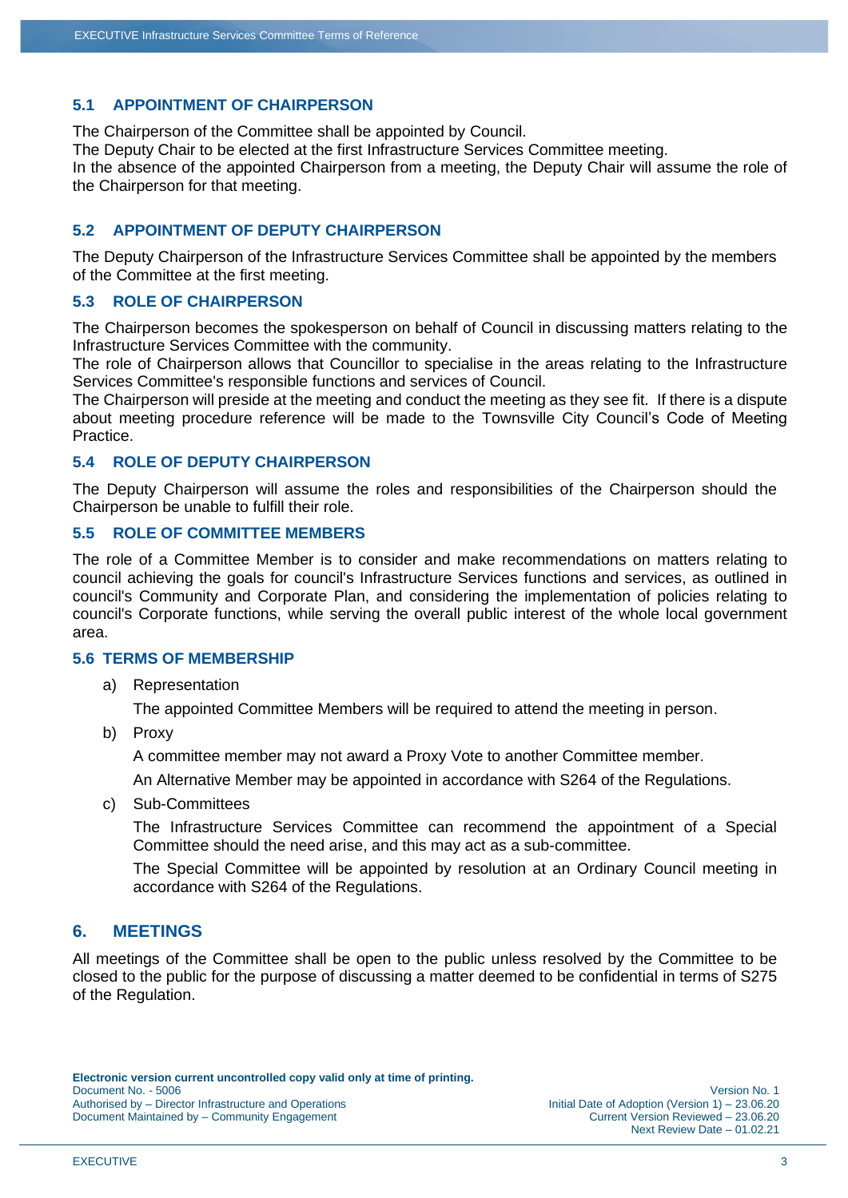### 5.1 APPOINTMENT OF CHAIRPERSON

The Chairperson of the Committee shall be appointed by Council.
The Deputy Chair to be elected at the first Infrastructure Services Committee meeting.
In the absence of the appointed Chairperson from a meeting, the Deputy Chair will assume the role of the Chairperson for that meeting.

### 5.2 APPOINTMENT OF DEPUTY CHAIRPERSON

The Deputy Chairperson of the Infrastructure Services Committee shall be appointed by the members of the Committee at the first meeting.

### 5.3 ROLE OF CHAIRPERSON

The Chairperson becomes the spokesperson on behalf of Council in discussing matters relating to the Infrastructure Services Committee with the community.
The role of Chairperson allows that Councillor to specialise in the areas relating to the Infrastructure Services Committee's responsible functions and services of Council.
The Chairperson will preside at the meeting and conduct the meeting as they see fit. If there is a dispute about meeting procedure reference will be made to the Townsville City Council's Code of Meeting Practice.

### 5.4 ROLE OF DEPUTY CHAIRPERSON

The Deputy Chairperson will assume the roles and responsibilities of the Chairperson should the Chairperson be unable to fulfill their role.

### 5.5 ROLE OF COMMITTEE MEMBERS

The role of a Committee Member is to consider and make recommendations on matters relating to council achieving the goals for council's Infrastructure Services functions and services, as outlined in council's Community and Corporate Plan, and considering the implementation of policies relating to council's Corporate functions, while serving the overall public interest of the whole local government area.

### 5.6 TERMS OF MEMBERSHIP

a) Representation

   The appointed Committee Members will be required to attend the meeting in person.

b) Proxy

   A committee member may not award a Proxy Vote to another Committee member.

   An Alternative Member may be appointed in accordance with S264 of the Regulations.

c) Sub-Committees

   The Infrastructure Services Committee can recommend the appointment of a Special Committee should the need arise, and this may act as a sub-committee.

   The Special Committee will be appointed by resolution at an Ordinary Council meeting in accordance with S264 of the Regulations.

## 6. MEETINGS

All meetings of the Committee shall be open to the public unless resolved by the Committee to be closed to the public for the purpose of discussing a matter deemed to be confidential in terms of S275 of the Regulation.

**Electronic version current uncontrolled copy valid only at time of printing.**
Document No. - 5006
Authorised by – Director Infrastructure and Operations
Document Maintained by – Community Engagement

Version No. 1
Initial Date of Adoption (Version 1) – 23.06.20
Current Version Reviewed – 23.06.20
Next Review Date – 01.02.21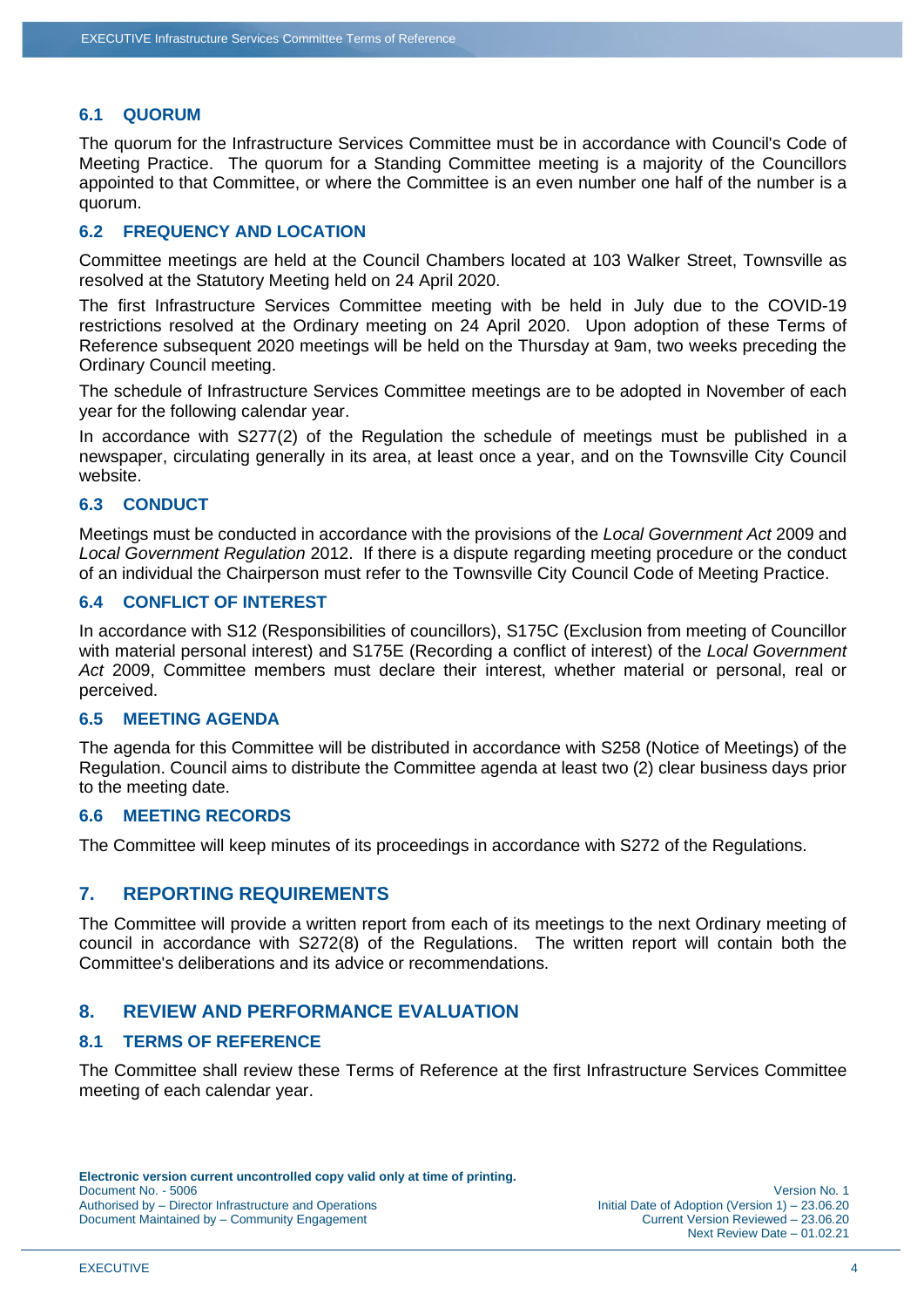### 6.1 QUORUM

The quorum for the Infrastructure Services Committee must be in accordance with Council's Code of Meeting Practice. The quorum for a Standing Committee meeting is a majority of the Councillors appointed to that Committee, or where the Committee is an even number one half of the number is a quorum.

### 6.2 FREQUENCY AND LOCATION

Committee meetings are held at the Council Chambers located at 103 Walker Street, Townsville as resolved at the Statutory Meeting held on 24 April 2020.

The first Infrastructure Services Committee meeting with be held in July due to the COVID-19 restrictions resolved at the Ordinary meeting on 24 April 2020. Upon adoption of these Terms of Reference subsequent 2020 meetings will be held on the Thursday at 9am, two weeks preceding the Ordinary Council meeting.

The schedule of Infrastructure Services Committee meetings are to be adopted in November of each year for the following calendar year.

In accordance with S277(2) of the Regulation the schedule of meetings must be published in a newspaper, circulating generally in its area, at least once a year, and on the Townsville City Council website.

### 6.3 CONDUCT

Meetings must be conducted in accordance with the provisions of the *Local Government Act* 2009 and *Local Government Regulation* 2012. If there is a dispute regarding meeting procedure or the conduct of an individual the Chairperson must refer to the Townsville City Council Code of Meeting Practice.

### 6.4 CONFLICT OF INTEREST

In accordance with S12 (Responsibilities of councillors), S175C (Exclusion from meeting of Councillor with material personal interest) and S175E (Recording a conflict of interest) of the *Local Government Act* 2009, Committee members must declare their interest, whether material or personal, real or perceived.

### 6.5 MEETING AGENDA

The agenda for this Committee will be distributed in accordance with S258 (Notice of Meetings) of the Regulation. Council aims to distribute the Committee agenda at least two (2) clear business days prior to the meeting date.

### 6.6 MEETING RECORDS

The Committee will keep minutes of its proceedings in accordance with S272 of the Regulations.

## 7. REPORTING REQUIREMENTS

The Committee will provide a written report from each of its meetings to the next Ordinary meeting of council in accordance with S272(8) of the Regulations. The written report will contain both the Committee's deliberations and its advice or recommendations.

## 8. REVIEW AND PERFORMANCE EVALUATION

### 8.1 TERMS OF REFERENCE

The Committee shall review these Terms of Reference at the first Infrastructure Services Committee meeting of each calendar year.

**Electronic version current uncontrolled copy valid only at time of printing.**
Document No. - 5006
Authorised by – Director Infrastructure and Operations
Document Maintained by – Community Engagement

Version No. 1
Initial Date of Adoption (Version 1) – 23.06.20
Current Version Reviewed – 23.06.20
Next Review Date – 01.02.21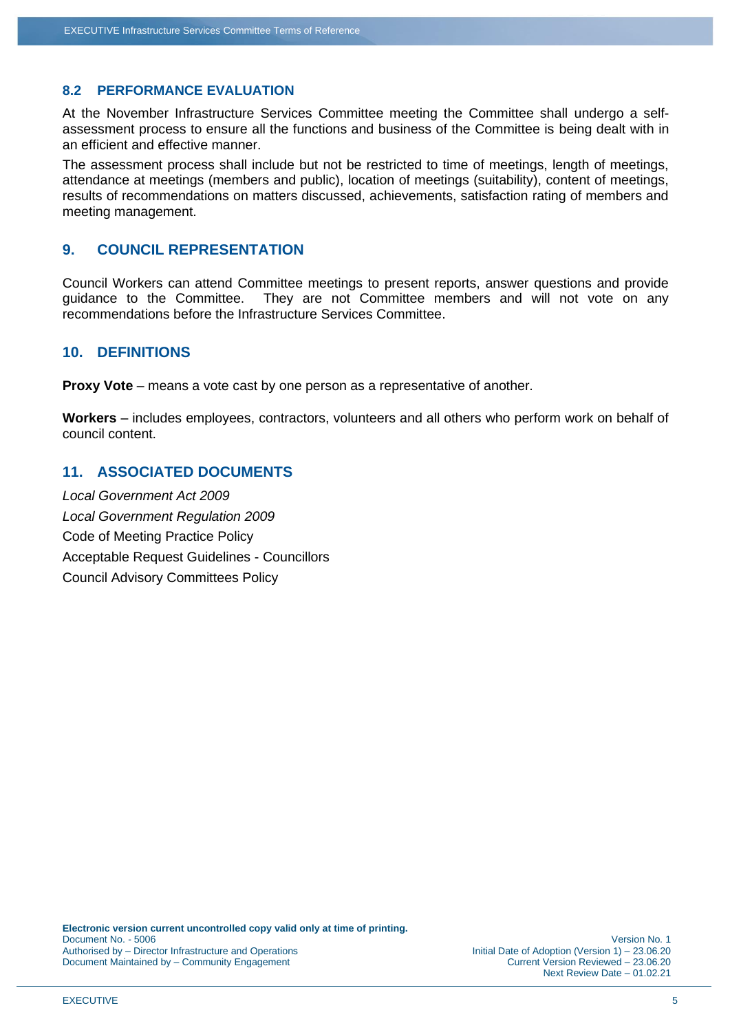### 8.2 PERFORMANCE EVALUATION

At the November Infrastructure Services Committee meeting the Committee shall undergo a self-assessment process to ensure all the functions and business of the Committee is being dealt with in an efficient and effective manner.

The assessment process shall include but not be restricted to time of meetings, length of meetings, attendance at meetings (members and public), location of meetings (suitability), content of meetings, results of recommendations on matters discussed, achievements, satisfaction rating of members and meeting management.

## 9. COUNCIL REPRESENTATION

Council Workers can attend Committee meetings to present reports, answer questions and provide guidance to the Committee. They are not Committee members and will not vote on any recommendations before the Infrastructure Services Committee.

## 10. DEFINITIONS

**Proxy Vote** – means a vote cast by one person as a representative of another.

**Workers** – includes employees, contractors, volunteers and all others who perform work on behalf of council content.

## 11. ASSOCIATED DOCUMENTS

*Local Government Act 2009*

*Local Government Regulation 2009*

Code of Meeting Practice Policy

Acceptable Request Guidelines - Councillors

Council Advisory Committees Policy

**Electronic version current uncontrolled copy valid only at time of printing.**
Document No. - 5006
Authorised by – Director Infrastructure and Operations
Document Maintained by – Community Engagement

Version No. 1
Initial Date of Adoption (Version 1) – 23.06.20
Current Version Reviewed – 23.06.20
Next Review Date – 01.02.21